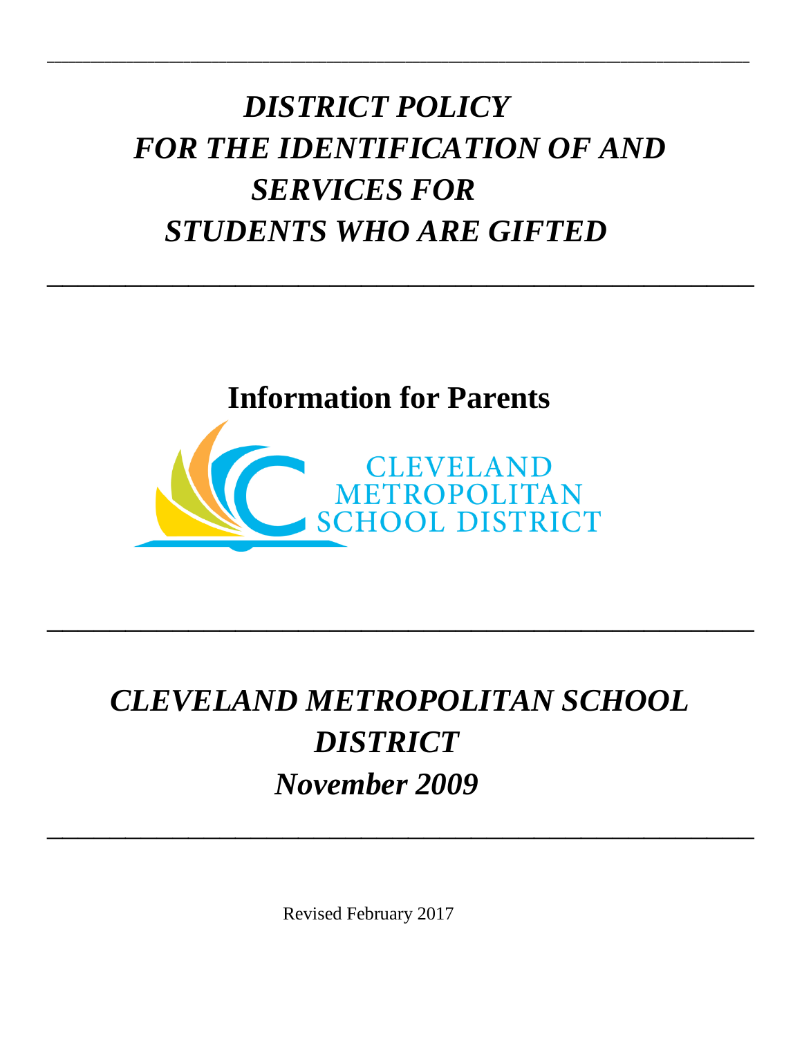# *DISTRICT POLICY FOR THE IDENTIFICATION OF AND SERVICES FOR STUDENTS WHO ARE GIFTED*

---

## Information for Parents

CLEVELAND METROPOLITAN SCHOOL DISTRICT

---

## *CLEVELAND METROPOLITAN SCHOOL DISTRICT*

## *November 2009*

---

Revised February 2017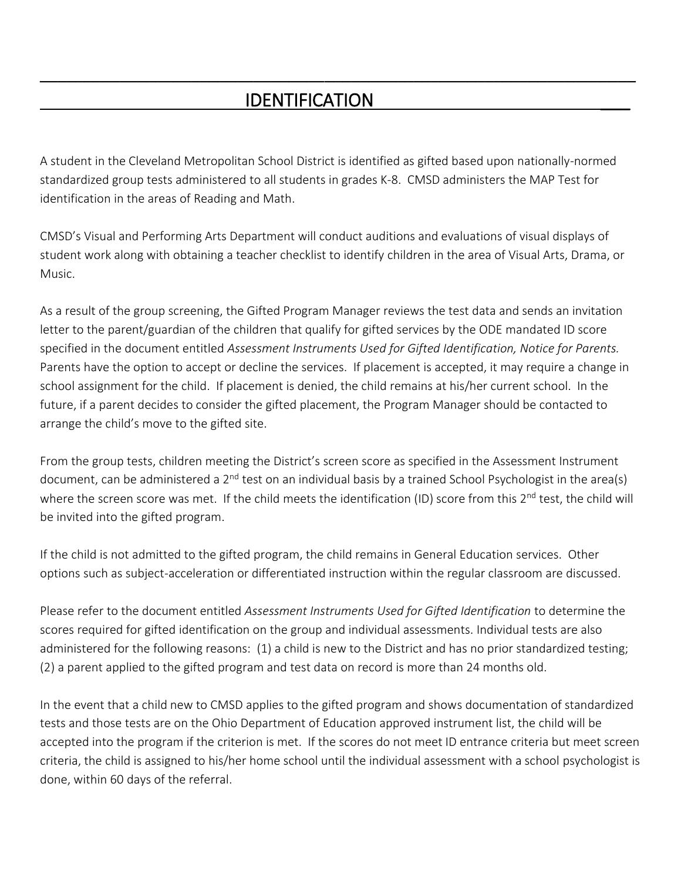# IDENTIFICATION

A student in the Cleveland Metropolitan School District is identified as gifted based upon nationally-normed standardized group tests administered to all students in grades K-8. CMSD administers the MAP Test for identification in the areas of Reading and Math.

CMSD's Visual and Performing Arts Department will conduct auditions and evaluations of visual displays of student work along with obtaining a teacher checklist to identify children in the area of Visual Arts, Drama, or Music.

As a result of the group screening, the Gifted Program Manager reviews the test data and sends an invitation letter to the parent/guardian of the children that qualify for gifted services by the ODE mandated ID score specified in the document entitled *Assessment Instruments Used for Gifted Identification, Notice for Parents.* Parents have the option to accept or decline the services. If placement is accepted, it may require a change in school assignment for the child. If placement is denied, the child remains at his/her current school. In the future, if a parent decides to consider the gifted placement, the Program Manager should be contacted to arrange the child's move to the gifted site.

From the group tests, children meeting the District's screen score as specified in the Assessment Instrument document, can be administered a 2nd test on an individual basis by a trained School Psychologist in the area(s) where the screen score was met. If the child meets the identification (ID) score from this 2nd test, the child will be invited into the gifted program.

If the child is not admitted to the gifted program, the child remains in General Education services. Other options such as subject-acceleration or differentiated instruction within the regular classroom are discussed.

Please refer to the document entitled *Assessment Instruments Used for Gifted Identification* to determine the scores required for gifted identification on the group and individual assessments. Individual tests are also administered for the following reasons: (1) a child is new to the District and has no prior standardized testing; (2) a parent applied to the gifted program and test data on record is more than 24 months old.

In the event that a child new to CMSD applies to the gifted program and shows documentation of standardized tests and those tests are on the Ohio Department of Education approved instrument list, the child will be accepted into the program if the criterion is met. If the scores do not meet ID entrance criteria but meet screen criteria, the child is assigned to his/her home school until the individual assessment with a school psychologist is done, within 60 days of the referral.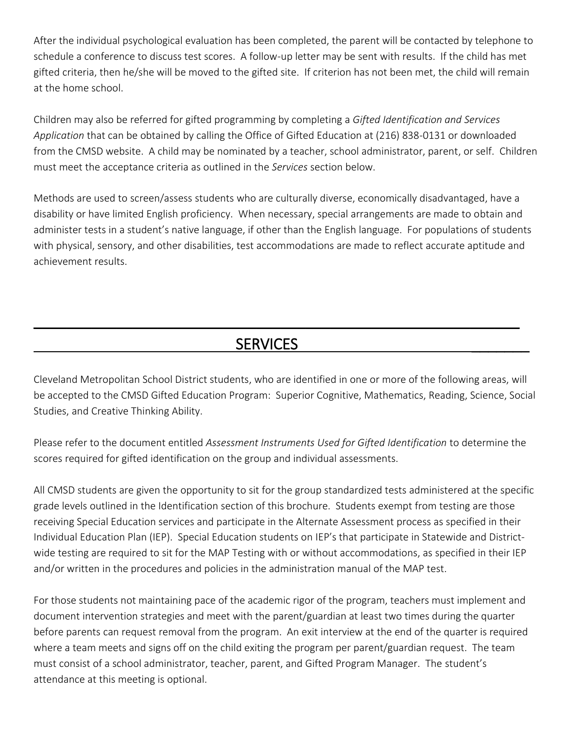After the individual psychological evaluation has been completed, the parent will be contacted by telephone to schedule a conference to discuss test scores. A follow-up letter may be sent with results. If the child has met gifted criteria, then he/she will be moved to the gifted site. If criterion has not been met, the child will remain at the home school.

Children may also be referred for gifted programming by completing a *Gifted Identification and Services Application* that can be obtained by calling the Office of Gifted Education at (216) 838-0131 or downloaded from the CMSD website. A child may be nominated by a teacher, school administrator, parent, or self. Children must meet the acceptance criteria as outlined in the *Services* section below.

Methods are used to screen/assess students who are culturally diverse, economically disadvantaged, have a disability or have limited English proficiency. When necessary, special arrangements are made to obtain and administer tests in a student's native language, if other than the English language. For populations of students with physical, sensory, and other disabilities, test accommodations are made to reflect accurate aptitude and achievement results.

## SERVICES

Cleveland Metropolitan School District students, who are identified in one or more of the following areas, will be accepted to the CMSD Gifted Education Program: Superior Cognitive, Mathematics, Reading, Science, Social Studies, and Creative Thinking Ability.

Please refer to the document entitled *Assessment Instruments Used for Gifted Identification* to determine the scores required for gifted identification on the group and individual assessments.

All CMSD students are given the opportunity to sit for the group standardized tests administered at the specific grade levels outlined in the Identification section of this brochure. Students exempt from testing are those receiving Special Education services and participate in the Alternate Assessment process as specified in their Individual Education Plan (IEP). Special Education students on IEP's that participate in Statewide and District-wide testing are required to sit for the MAP Testing with or without accommodations, as specified in their IEP and/or written in the procedures and policies in the administration manual of the MAP test.

For those students not maintaining pace of the academic rigor of the program, teachers must implement and document intervention strategies and meet with the parent/guardian at least two times during the quarter before parents can request removal from the program. An exit interview at the end of the quarter is required where a team meets and signs off on the child exiting the program per parent/guardian request. The team must consist of a school administrator, teacher, parent, and Gifted Program Manager. The student's attendance at this meeting is optional.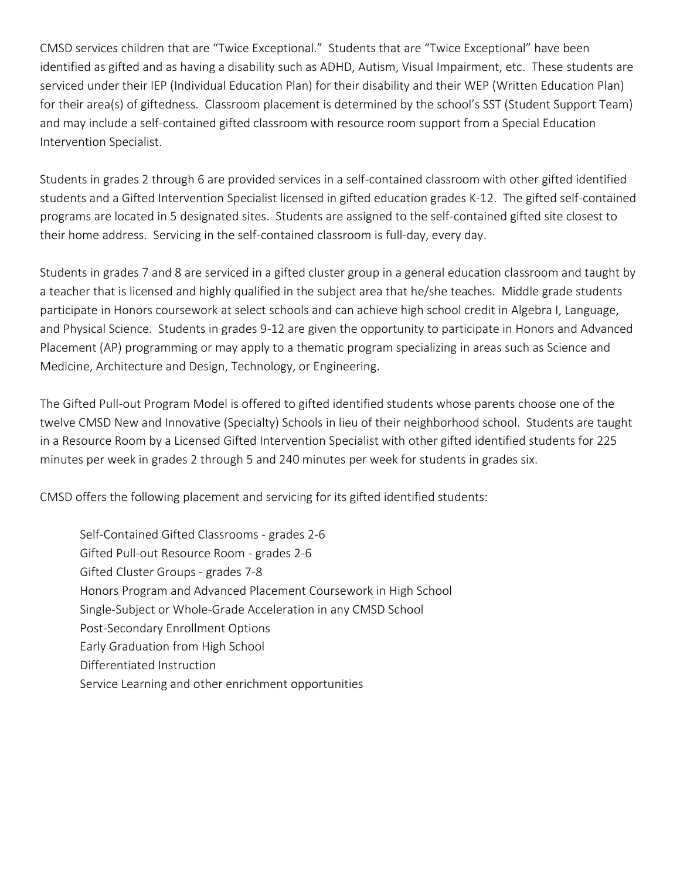CMSD services children that are "Twice Exceptional." Students that are "Twice Exceptional" have been identified as gifted and as having a disability such as ADHD, Autism, Visual Impairment, etc. These students are serviced under their IEP (Individual Education Plan) for their disability and their WEP (Written Education Plan) for their area(s) of giftedness. Classroom placement is determined by the school's SST (Student Support Team) and may include a self-contained gifted classroom with resource room support from a Special Education Intervention Specialist.

Students in grades 2 through 6 are provided services in a self-contained classroom with other gifted identified students and a Gifted Intervention Specialist licensed in gifted education grades K-12. The gifted self-contained programs are located in 5 designated sites. Students are assigned to the self-contained gifted site closest to their home address. Servicing in the self-contained classroom is full-day, every day.

Students in grades 7 and 8 are serviced in a gifted cluster group in a general education classroom and taught by a teacher that is licensed and highly qualified in the subject area that he/she teaches. Middle grade students participate in Honors coursework at select schools and can achieve high school credit in Algebra I, Language, and Physical Science. Students in grades 9-12 are given the opportunity to participate in Honors and Advanced Placement (AP) programming or may apply to a thematic program specializing in areas such as Science and Medicine, Architecture and Design, Technology, or Engineering.

The Gifted Pull-out Program Model is offered to gifted identified students whose parents choose one of the twelve CMSD New and Innovative (Specialty) Schools in lieu of their neighborhood school. Students are taught in a Resource Room by a Licensed Gifted Intervention Specialist with other gifted identified students for 225 minutes per week in grades 2 through 5 and 240 minutes per week for students in grades six.

CMSD offers the following placement and servicing for its gifted identified students:

- Self-Contained Gifted Classrooms - grades 2-6
- Gifted Pull-out Resource Room - grades 2-6
- Gifted Cluster Groups - grades 7-8
- Honors Program and Advanced Placement Coursework in High School
- Single-Subject or Whole-Grade Acceleration in any CMSD School
- Post-Secondary Enrollment Options
- Early Graduation from High School
- Differentiated Instruction
- Service Learning and other enrichment opportunities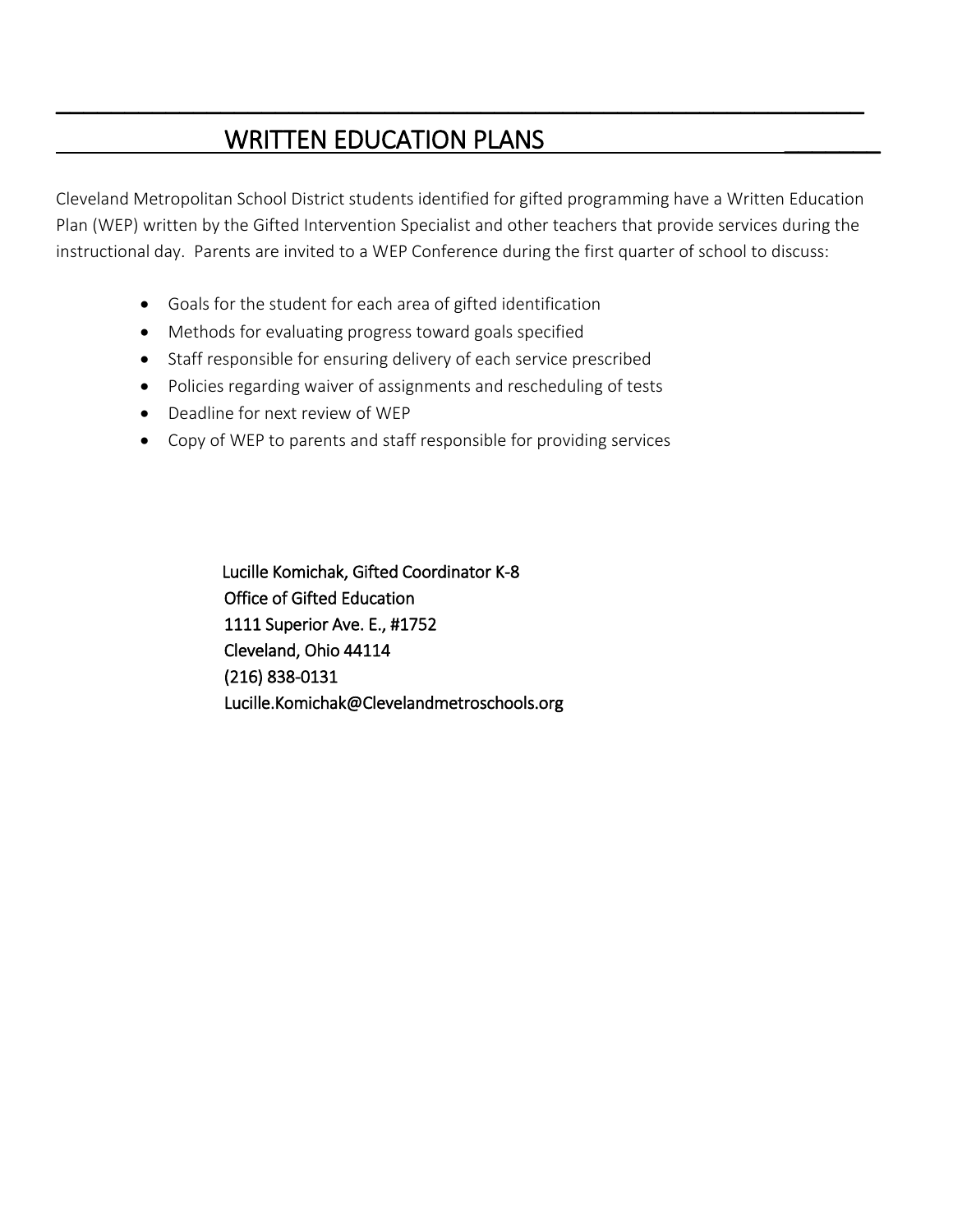## WRITTEN EDUCATION PLANS

Cleveland Metropolitan School District students identified for gifted programming have a Written Education Plan (WEP) written by the Gifted Intervention Specialist and other teachers that provide services during the instructional day. Parents are invited to a WEP Conference during the first quarter of school to discuss:

- Goals for the student for each area of gifted identification
- Methods for evaluating progress toward goals specified
- Staff responsible for ensuring delivery of each service prescribed
- Policies regarding waiver of assignments and rescheduling of tests
- Deadline for next review of WEP
- Copy of WEP to parents and staff responsible for providing services

Lucille Komichak, Gifted Coordinator K-8
Office of Gifted Education
1111 Superior Ave. E., #1752
Cleveland, Ohio 44114
(216) 838-0131
Lucille.Komichak@Clevelandmetroschools.org